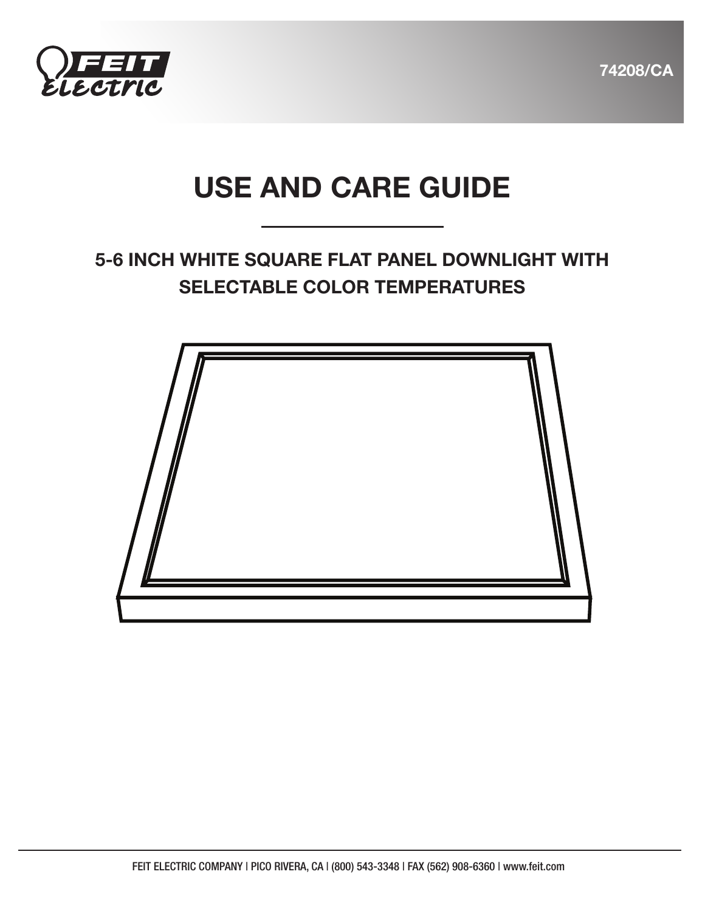FEIT Electric

74208/CA

# USE AND CARE GUIDE

## 5-6 INCH WHITE SQUARE FLAT PANEL DOWNLIGHT WITH SELECTABLE COLOR TEMPERATURES

FEIT ELECTRIC COMPANY | PICO RIVERA, CA | (800) 543-3348 | FAX (562) 908-6360 | www.feit.com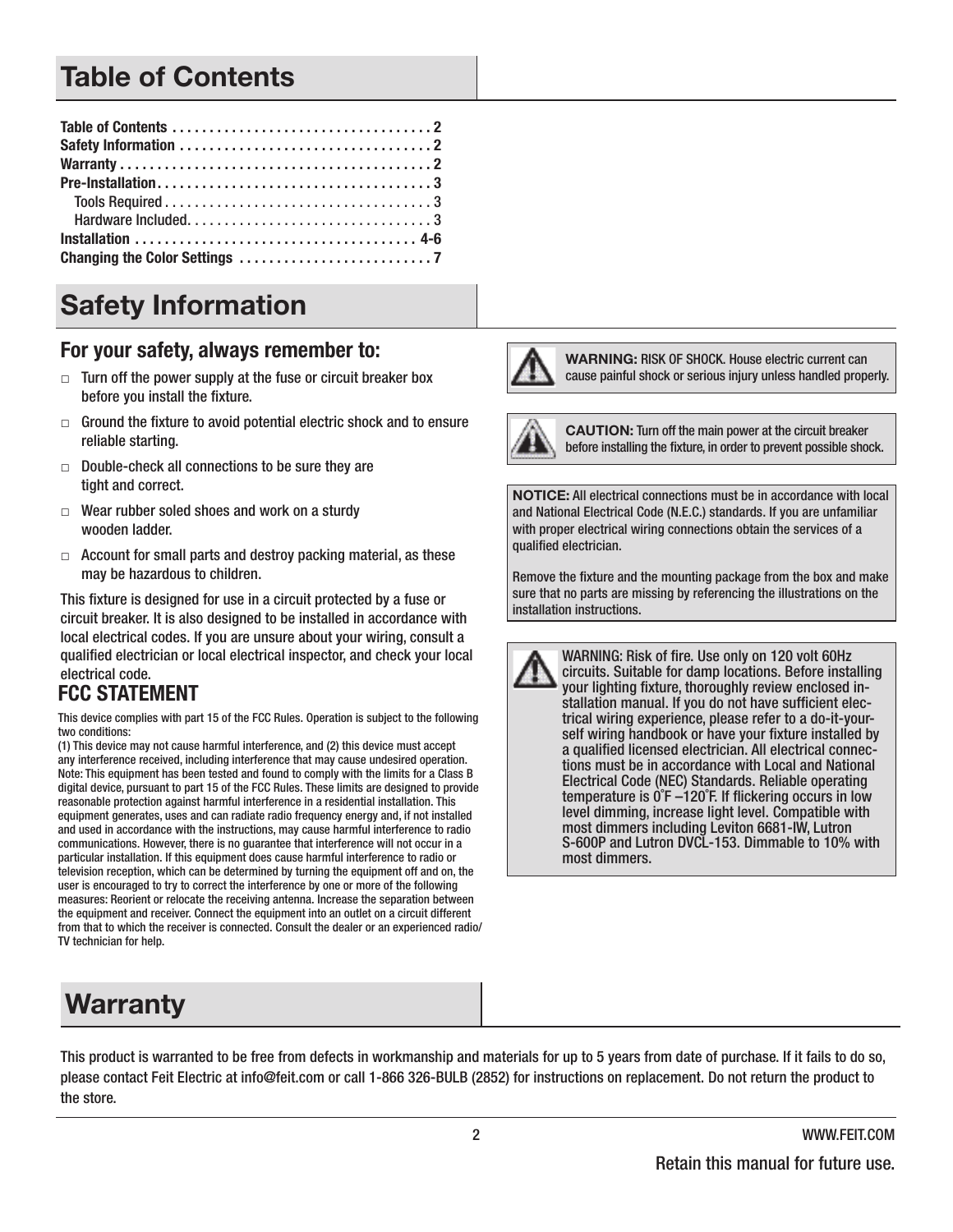# Table of Contents

Table of Contents . . . . . . . . . . . . . . . . . . . . . . . . . . . . . . . . . . 2
Safety Information . . . . . . . . . . . . . . . . . . . . . . . . . . . . . . . . . 2
Warranty . . . . . . . . . . . . . . . . . . . . . . . . . . . . . . . . . . . . . . . . . 2
Pre-Installation . . . . . . . . . . . . . . . . . . . . . . . . . . . . . . . . . . . . 3
  Tools Required . . . . . . . . . . . . . . . . . . . . . . . . . . . . . . . . . . . 3
  Hardware Included. . . . . . . . . . . . . . . . . . . . . . . . . . . . . . . . 3
Installation . . . . . . . . . . . . . . . . . . . . . . . . . . . . . . . . . . . . . 4-6
Changing the Color Settings . . . . . . . . . . . . . . . . . . . . . . . . . 7

# Safety Information

## For your safety, always remember to:

- Turn off the power supply at the fuse or circuit breaker box before you install the fixture.
- Ground the fixture to avoid potential electric shock and to ensure reliable starting.
- Double-check all connections to be sure they are tight and correct.
- Wear rubber soled shoes and work on a sturdy wooden ladder.
- Account for small parts and destroy packing material, as these may be hazardous to children.

This fixture is designed for use in a circuit protected by a fuse or circuit breaker. It is also designed to be installed in accordance with local electrical codes. If you are unsure about your wiring, consult a qualified electrician or local electrical inspector, and check your local electrical code.

## FCC STATEMENT

This device complies with part 15 of the FCC Rules. Operation is subject to the following two conditions:
(1) This device may not cause harmful interference, and (2) this device must accept any interference received, including interference that may cause undesired operation. Note: This equipment has been tested and found to comply with the limits for a Class B digital device, pursuant to part 15 of the FCC Rules. These limits are designed to provide reasonable protection against harmful interference in a residential installation. This equipment generates, uses and can radiate radio frequency energy and, if not installed and used in accordance with the instructions, may cause harmful interference to radio communications. However, there is no guarantee that interference will not occur in a particular installation. If this equipment does cause harmful interference to radio or television reception, which can be determined by turning the equipment off and on, the user is encouraged to try to correct the interference by one or more of the following measures: Reorient or relocate the receiving antenna. Increase the separation between the equipment and receiver. Connect the equipment into an outlet on a circuit different from that to which the receiver is connected. Consult the dealer or an experienced radio/TV technician for help.

**WARNING:** RISK OF SHOCK. House electric current can cause painful shock or serious injury unless handled properly.

**CAUTION:** Turn off the main power at the circuit breaker before installing the fixture, in order to prevent possible shock.

**NOTICE:** All electrical connections must be in accordance with local and National Electrical Code (N.E.C.) standards. If you are unfamiliar with proper electrical wiring connections obtain the services of a qualified electrician.

Remove the fixture and the mounting package from the box and make sure that no parts are missing by referencing the illustrations on the installation instructions.

WARNING: Risk of fire. Use only on 120 volt 60Hz circuits. Suitable for damp locations. Before installing your lighting fixture, thoroughly review enclosed installation manual. If you do not have sufficient electrical wiring experience, please refer to a do-it-yourself wiring handbook or have your fixture installed by a qualified licensed electrician. All electrical connections must be in accordance with Local and National Electrical Code (NEC) Standards. Reliable operating temperature is 0°F –120°F. If flickering occurs in low level dimming, increase light level. Compatible with most dimmers including Leviton 6681-IW, Lutron S-600P and Lutron DVCL-153. Dimmable to 10% with most dimmers.

# Warranty

This product is warranted to be free from defects in workmanship and materials for up to 5 years from date of purchase. If it fails to do so, please contact Feit Electric at info@feit.com or call 1-866 326-BULB (2852) for instructions on replacement. Do not return the product to the store.

Retain this manual for future use.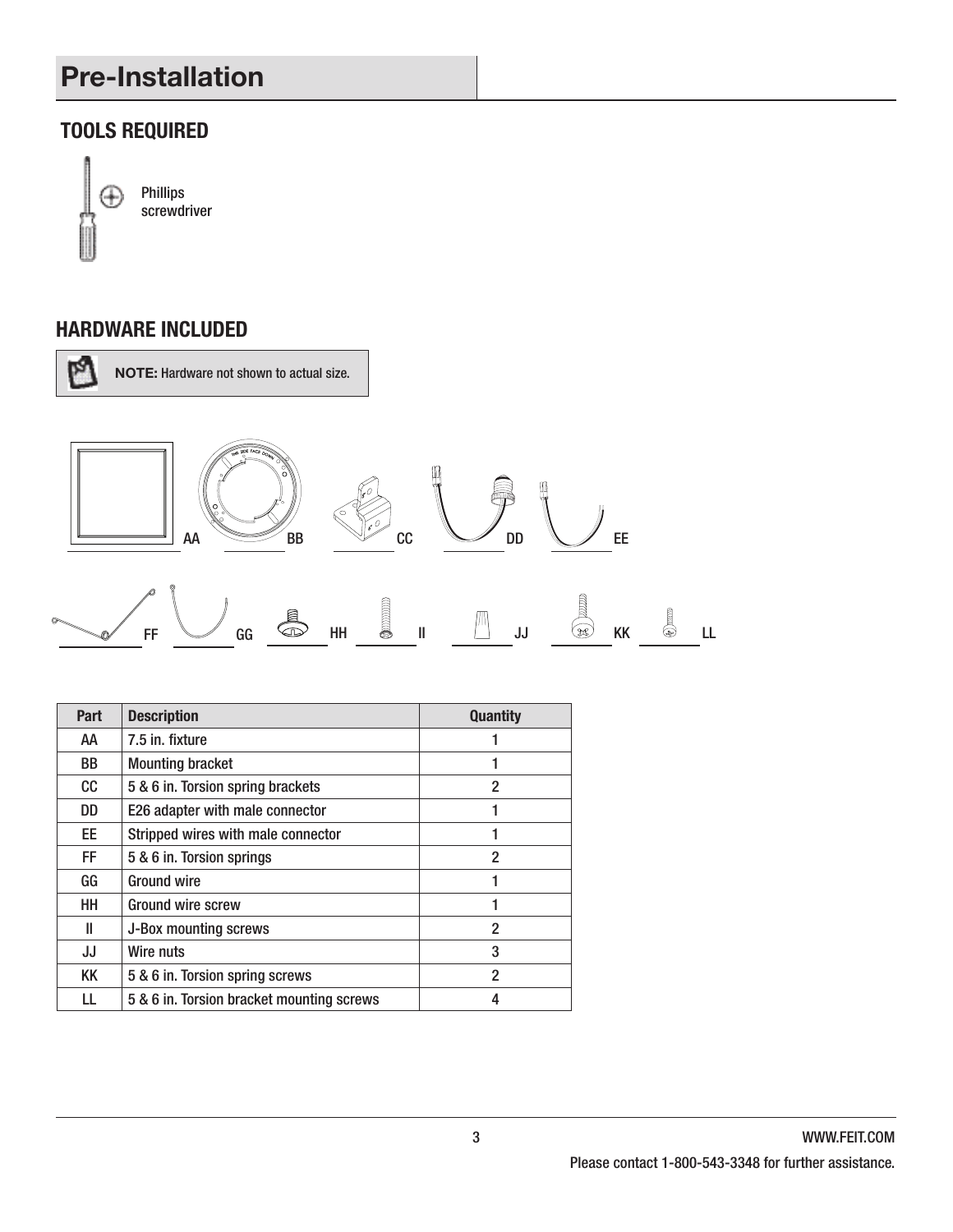# Pre-Installation

## TOOLS REQUIRED

Phillips screwdriver

## HARDWARE INCLUDED

**NOTE:** Hardware not shown to actual size.

AA BB CC DD EE

FF GG HH II JJ KK LL

| Part | Description | Quantity |
| --- | --- | --- |
| AA | 7.5 in. fixture | 1 |
| BB | Mounting bracket | 1 |
| CC | 5 & 6 in. Torsion spring brackets | 2 |
| DD | E26 adapter with male connector | 1 |
| EE | Stripped wires with male connector | 1 |
| FF | 5 & 6 in. Torsion springs | 2 |
| GG | Ground wire | 1 |
| HH | Ground wire screw | 1 |
| II | J-Box mounting screws | 2 |
| JJ | Wire nuts | 3 |
| KK | 5 & 6 in. Torsion spring screws | 2 |
| LL | 5 & 6 in. Torsion bracket mounting screws | 4 |

WWW.FEIT.COM

Please contact 1-800-543-3348 for further assistance.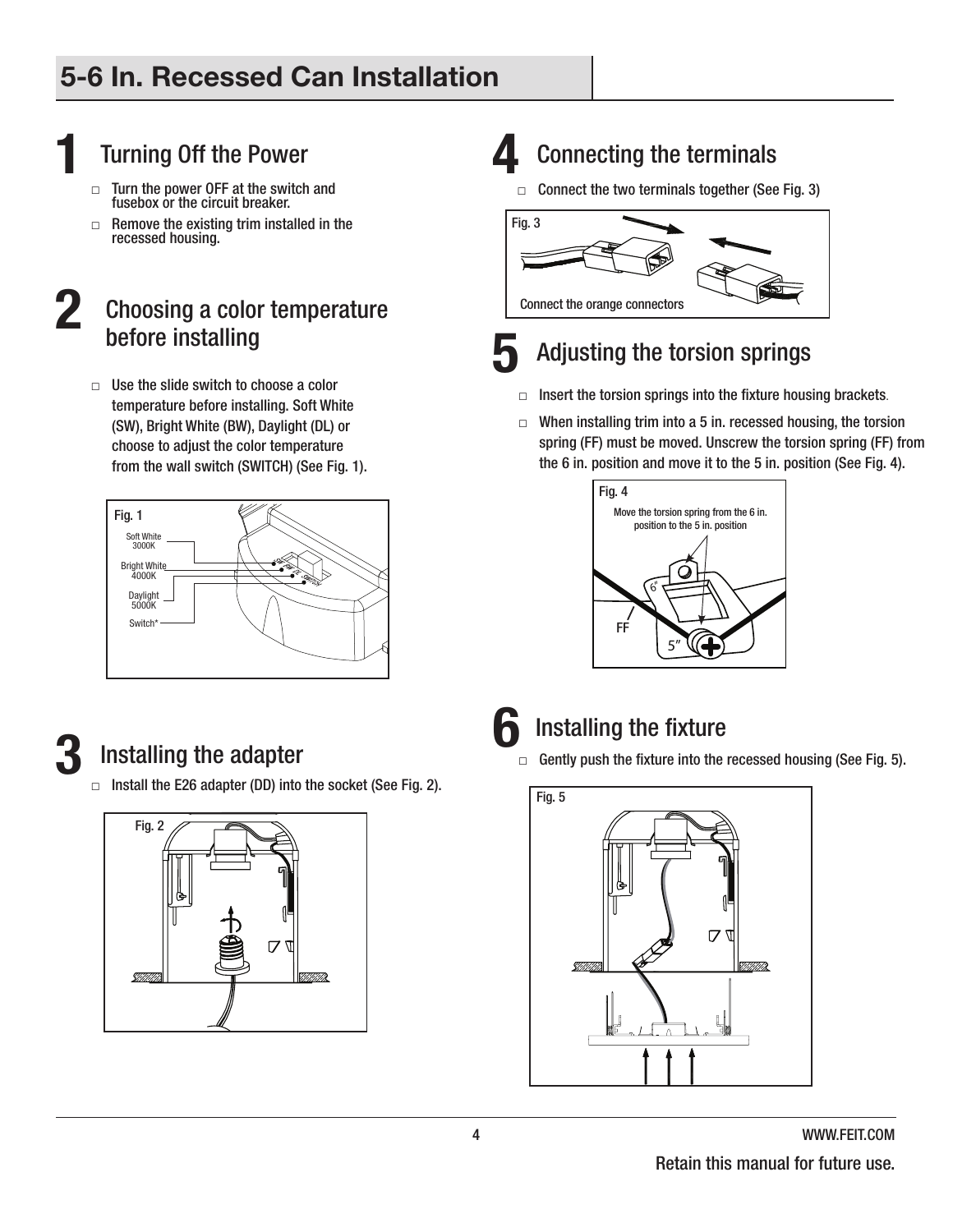# 5-6 In. Recessed Can Installation

## 1 Turning Off the Power

- □ Turn the power OFF at the switch and fusebox or the circuit breaker.
- □ Remove the existing trim installed in the recessed housing.

## 2 Choosing a color temperature before installing

- □ Use the slide switch to choose a color temperature before installing. Soft White (SW), Bright White (BW), Daylight (DL) or choose to adjust the color temperature from the wall switch (SWITCH) (See Fig. 1).

Fig. 1

Soft White 3000K

Bright White 4000K

Daylight 5000K

Switch*

## 3 Installing the adapter

- □ Install the E26 adapter (DD) into the socket (See Fig. 2).

Fig. 2

## 4 Connecting the terminals

- □ Connect the two terminals together (See Fig. 3)

Fig. 3

Connect the orange connectors

## 5 Adjusting the torsion springs

- □ Insert the torsion springs into the fixture housing brackets.
- □ When installing trim into a 5 in. recessed housing, the torsion spring (FF) must be moved. Unscrew the torsion spring (FF) from the 6 in. position and move it to the 5 in. position (See Fig. 4).

Fig. 4

Move the torsion spring from the 6 in. position to the 5 in. position

6"

FF

5"

## 6 Installing the fixture

- □ Gently push the fixture into the recessed housing (See Fig. 5).

Fig. 5

Retain this manual for future use.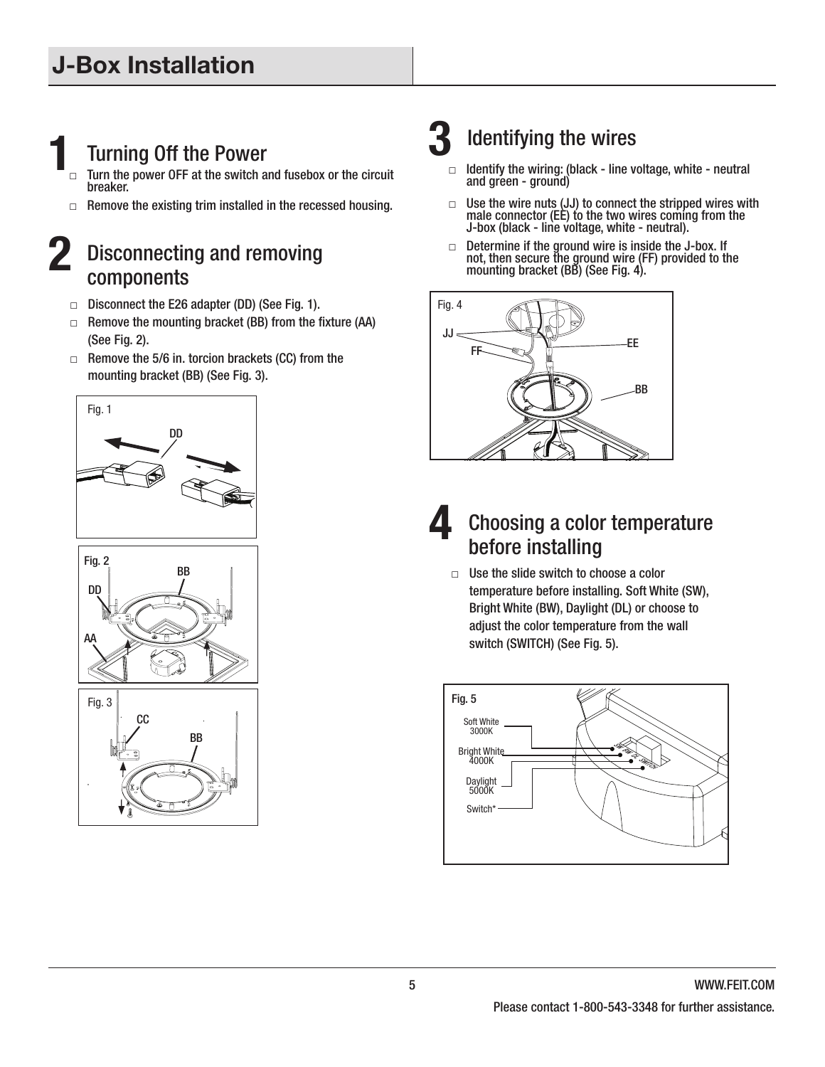# J-Box Installation

## 1 Turning Off the Power

- □ Turn the power OFF at the switch and fusebox or the circuit breaker.
- □ Remove the existing trim installed in the recessed housing.

## 2 Disconnecting and removing components

- □ Disconnect the E26 adapter (DD) (See Fig. 1).
- □ Remove the mounting bracket (BB) from the fixture (AA) (See Fig. 2).
- □ Remove the 5/6 in. torcion brackets (CC) from the mounting bracket (BB) (See Fig. 3).

Fig. 1

DD

Fig. 2

BB

DD

AA

Fig. 3

CC

BB

## 3 Identifying the wires

- □ Identify the wiring: (black - line voltage, white - neutral and green - ground)
- □ Use the wire nuts (JJ) to connect the stripped wires with male connector (EE) to the two wires coming from the J-box (black - line voltage, white - neutral).
- □ Determine if the ground wire is inside the J-box. If not, then secure the ground wire (FF) provided to the mounting bracket (BB) (See Fig. 4).

Fig. 4

JJ

FF

EE

BB

## 4 Choosing a color temperature before installing

- □ Use the slide switch to choose a color temperature before installing. Soft White (SW), Bright White (BW), Daylight (DL) or choose to adjust the color temperature from the wall switch (SWITCH) (See Fig. 5).

Fig. 5

Soft White 3000K

Bright White 4000K

Daylight 5000K

Switch*

WWW.FEIT.COM

Please contact 1-800-543-3348 for further assistance.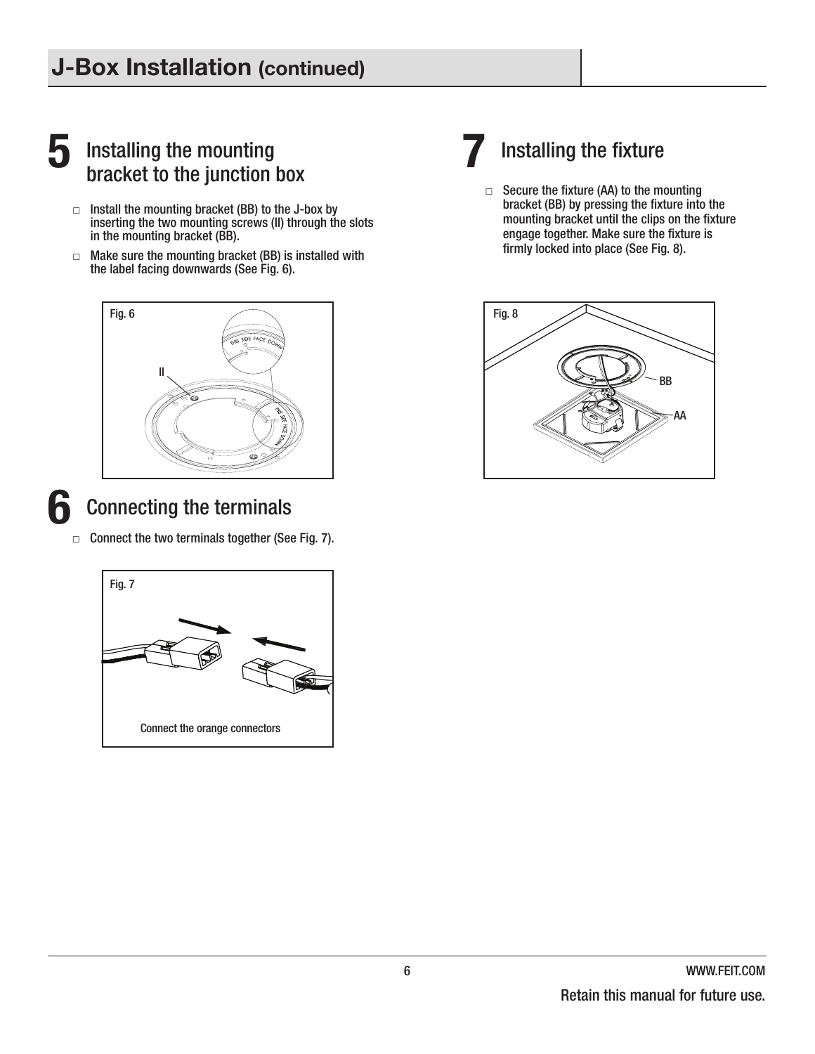# J-Box Installation (continued)

## 5 Installing the mounting bracket to the junction box

- □ Install the mounting bracket (BB) to the J-box by inserting the two mounting screws (II) through the slots in the mounting bracket (BB).
- □ Make sure the mounting bracket (BB) is installed with the label facing downwards (See Fig. 6).

Fig. 6

## 6 Connecting the terminals

- □ Connect the two terminals together (See Fig. 7).

Fig. 7

Connect the orange connectors

## 7 Installing the fixture

- □ Secure the fixture (AA) to the mounting bracket (BB) by pressing the fixture into the mounting bracket until the clips on the fixture engage together. Make sure the fixture is firmly locked into place (See Fig. 8).

Fig. 8

Retain this manual for future use.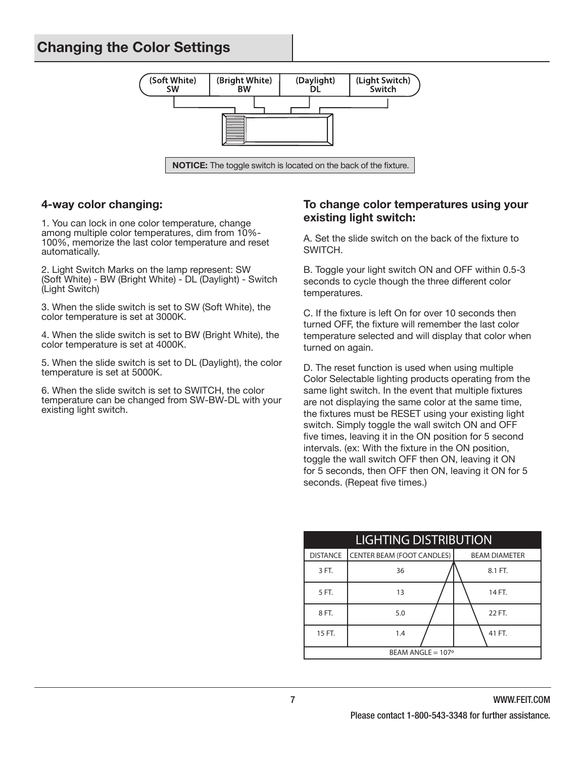## Changing the Color Settings

(Soft White) SW | (Bright White) BW | (Daylight) DL | (Light Switch) Switch

**NOTICE:** The toggle switch is located on the back of the fixture.

### 4-way color changing:

1. You can lock in one color temperature, change among multiple color temperatures, dim from 10%-100%, memorize the last color temperature and reset automatically.

2. Light Switch Marks on the lamp represent: SW (Soft White) - BW (Bright White) - DL (Daylight) - Switch (Light Switch)

3. When the slide switch is set to SW (Soft White), the color temperature is set at 3000K.

4. When the slide switch is set to BW (Bright White), the color temperature is set at 4000K.

5. When the slide switch is set to DL (Daylight), the color temperature is set at 5000K.

6. When the slide switch is set to SWITCH, the color temperature can be changed from SW-BW-DL with your existing light switch.

### To change color temperatures using your existing light switch:

A. Set the slide switch on the back of the fixture to SWITCH.

B. Toggle your light switch ON and OFF within 0.5-3 seconds to cycle though the three different color temperatures.

C. If the fixture is left On for over 10 seconds then turned OFF, the fixture will remember the last color temperature selected and will display that color when turned on again.

D. The reset function is used when using multiple Color Selectable lighting products operating from the same light switch. In the event that multiple fixtures are not displaying the same color at the same time, the fixtures must be RESET using your existing light switch. Simply toggle the wall switch ON and OFF five times, leaving it in the ON position for 5 second intervals. (ex: With the fixture in the ON position, toggle the wall switch OFF then ON, leaving it ON for 5 seconds, then OFF then ON, leaving it ON for 5 seconds. (Repeat five times.)

| LIGHTING DISTRIBUTION | | |
|---|---|---|
| DISTANCE | CENTER BEAM (FOOT CANDLES) | BEAM DIAMETER |
| 3 FT. | 36 | 8.1 FT. |
| 5 FT. | 13 | 14 FT. |
| 8 FT. | 5.0 | 22 FT. |
| 15 FT. | 1.4 | 41 FT. |
| BEAM ANGLE = 107º | | |

WWW.FEIT.COM

Please contact 1-800-543-3348 for further assistance.